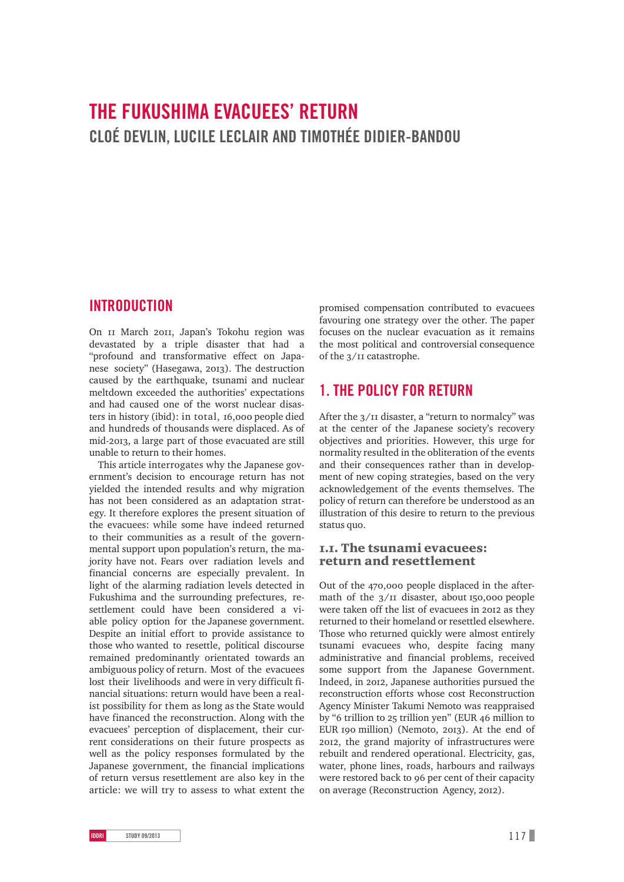# THE FUKUSHIMA EVACUEES' RETURN

## CLOÉ DEVLIN, LUCILE LECLAIR AND TIMOTHÉE DIDIER-BANDOU

## INTRODUCTION

On 11 March 2011, Japan's Tokohu region was devastated by a triple disaster that had a "profound and transformative effect on Japanese society" (Hasegawa, 2013). The destruction caused by the earthquake, tsunami and nuclear meltdown exceeded the authorities' expectations and had caused one of the worst nuclear disasters in history (ibid): in total, 16,000 people died and hundreds of thousands were displaced. As of mid-2013, a large part of those evacuated are still unable to return to their homes.

This article interrogates why the Japanese government's decision to encourage return has not yielded the intended results and why migration has not been considered as an adaptation strategy. It therefore explores the present situation of the evacuees: while some have indeed returned to their communities as a result of the governmental support upon population's return, the majority have not. Fears over radiation levels and financial concerns are especially prevalent. In light of the alarming radiation levels detected in Fukushima and the surrounding prefectures, resettlement could have been considered a viable policy option for the Japanese government. Despite an initial effort to provide assistance to those who wanted to resettle, political discourse remained predominantly orientated towards an ambiguous policy of return. Most of the evacuees lost their livelihoods and were in very difficult financial situations: return would have been a realist possibility for them as long as the State would have financed the reconstruction. Along with the evacuees' perception of displacement, their current considerations on their future prospects as well as the policy responses formulated by the Japanese government, the financial implications of return versus resettlement are also key in the article: we will try to assess to what extent the promised compensation contributed to evacuees favouring one strategy over the other. The paper focuses on the nuclear evacuation as it remains the most political and controversial consequence of the 3/11 catastrophe.

## 1. THE POLICY FOR RETURN

After the 3/11 disaster, a "return to normalcy" was at the center of the Japanese society's recovery objectives and priorities. However, this urge for normality resulted in the obliteration of the events and their consequences rather than in development of new coping strategies, based on the very acknowledgement of the events themselves. The policy of return can therefore be understood as an illustration of this desire to return to the previous status quo.

### 1.1. The tsunami evacuees: return and resettlement

Out of the 470,000 people displaced in the aftermath of the 3/11 disaster, about 150,000 people were taken off the list of evacuees in 2012 as they returned to their homeland or resettled elsewhere. Those who returned quickly were almost entirely tsunami evacuees who, despite facing many administrative and financial problems, received some support from the Japanese Government. Indeed, in 2012, Japanese authorities pursued the reconstruction efforts whose cost Reconstruction Agency Minister Takumi Nemoto was reappraised by "6 trillion to 25 trillion yen" (EUR 46 million to EUR 190 million) (Nemoto, 2013). At the end of 2012, the grand majority of infrastructures were rebuilt and rendered operational. Electricity, gas, water, phone lines, roads, harbours and railways were restored back to 96 per cent of their capacity on average (Reconstruction Agency, 2012).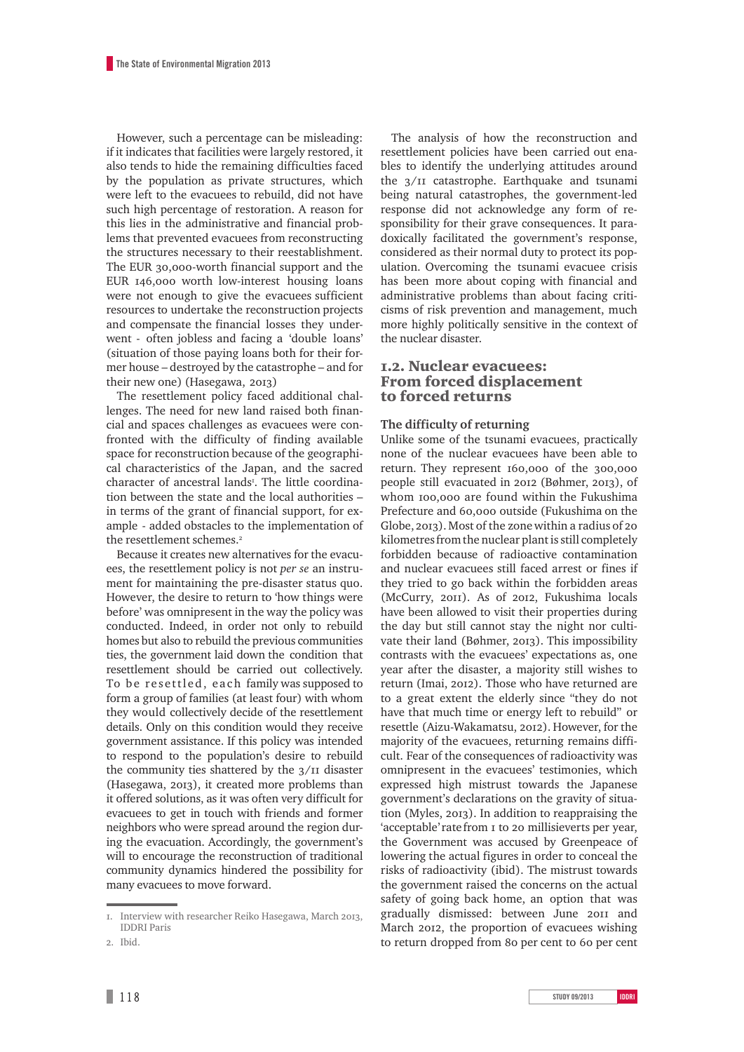However, such a percentage can be misleading: if it indicates that facilities were largely restored, it also tends to hide the remaining difficulties faced by the population as private structures, which were left to the evacuees to rebuild, did not have such high percentage of restoration. A reason for this lies in the administrative and financial problems that prevented evacuees from reconstructing the structures necessary to their reestablishment. The EUR 30,000-worth financial support and the EUR 146,000 worth low-interest housing loans were not enough to give the evacuees sufficient resources to undertake the reconstruction projects and compensate the financial losses they underwent - often jobless and facing a 'double loans' (situation of those paying loans both for their former house – destroyed by the catastrophe – and for their new one) (Hasegawa, 2013)

The resettlement policy faced additional challenges. The need for new land raised both financial and spaces challenges as evacuees were confronted with the difficulty of finding available space for reconstruction because of the geographical characteristics of the Japan, and the sacred character of ancestral lands[1]. The little coordination between the state and the local authorities – in terms of the grant of financial support, for example - added obstacles to the implementation of the resettlement schemes.[2]

Because it creates new alternatives for the evacuees, the resettlement policy is not *per se* an instrument for maintaining the pre-disaster status quo. However, the desire to return to 'how things were before' was omnipresent in the way the policy was conducted. Indeed, in order not only to rebuild homes but also to rebuild the previous communities ties, the government laid down the condition that resettlement should be carried out collectively. To be resettled, each family was supposed to form a group of families (at least four) with whom they would collectively decide of the resettlement details. Only on this condition would they receive government assistance. If this policy was intended to respond to the population's desire to rebuild the community ties shattered by the 3/11 disaster (Hasegawa, 2013), it created more problems than it offered solutions, as it was often very difficult for evacuees to get in touch with friends and former neighbors who were spread around the region during the evacuation. Accordingly, the government's will to encourage the reconstruction of traditional community dynamics hindered the possibility for many evacuees to move forward.

The analysis of how the reconstruction and resettlement policies have been carried out enables to identify the underlying attitudes around the 3/11 catastrophe. Earthquake and tsunami being natural catastrophes, the government-led response did not acknowledge any form of responsibility for their grave consequences. It paradoxically facilitated the government's response, considered as their normal duty to protect its population. Overcoming the tsunami evacuee crisis has been more about coping with financial and administrative problems than about facing criticisms of risk prevention and management, much more highly politically sensitive in the context of the nuclear disaster.

## 1.2. Nuclear evacuees: From forced displacement to forced returns

### The difficulty of returning

Unlike some of the tsunami evacuees, practically none of the nuclear evacuees have been able to return. They represent 160,000 of the 300,000 people still evacuated in 2012 (Bøhmer, 2013), of whom 100,000 are found within the Fukushima Prefecture and 60,000 outside (Fukushima on the Globe, 2013). Most of the zone within a radius of 20 kilometres from the nuclear plant is still completely forbidden because of radioactive contamination and nuclear evacuees still faced arrest or fines if they tried to go back within the forbidden areas (McCurry, 2011). As of 2012, Fukushima locals have been allowed to visit their properties during the day but still cannot stay the night nor cultivate their land (Bøhmer, 2013). This impossibility contrasts with the evacuees' expectations as, one year after the disaster, a majority still wishes to return (Imai, 2012). Those who have returned are to a great extent the elderly since "they do not have that much time or energy left to rebuild" or resettle (Aizu-Wakamatsu, 2012). However, for the majority of the evacuees, returning remains difficult. Fear of the consequences of radioactivity was omnipresent in the evacuees' testimonies, which expressed high mistrust towards the Japanese government's declarations on the gravity of situation (Myles, 2013). In addition to reappraising the 'acceptable' rate from 1 to 20 millisieverts per year, the Government was accused by Greenpeace of lowering the actual figures in order to conceal the risks of radioactivity (ibid). The mistrust towards the government raised the concerns on the actual safety of going back home, an option that was gradually dismissed: between June 2011 and March 2012, the proportion of evacuees wishing to return dropped from 80 per cent to 60 per cent

1. Interview with researcher Reiko Hasegawa, March 2013, IDDRI Paris
2. Ibid.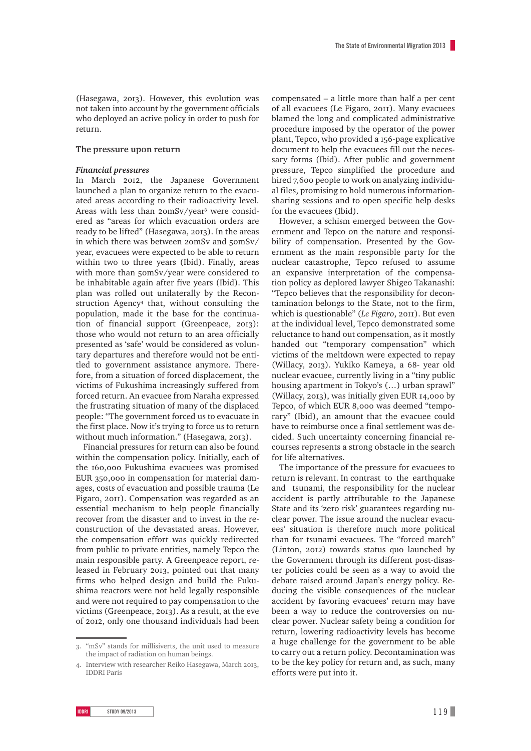(Hasegawa, 2013). However, this evolution was not taken into account by the government officials who deployed an active policy in order to push for return.

## The pressure upon return

### *Financial pressures*

In March 2012, the Japanese Government launched a plan to organize return to the evacuated areas according to their radioactivity level. Areas with less than 20mSv/year[3] were considered as "areas for which evacuation orders are ready to be lifted" (Hasegawa, 2013). In the areas in which there was between 20mSv and 50mSv/year, evacuees were expected to be able to return within two to three years (Ibid). Finally, areas with more than 50mSv/year were considered to be inhabitable again after five years (Ibid). This plan was rolled out unilaterally by the Reconstruction Agency[4] that, without consulting the population, made it the base for the continuation of financial support (Greenpeace, 2013): those who would not return to an area officially presented as 'safe' would be considered as voluntary departures and therefore would not be entitled to government assistance anymore. Therefore, from a situation of forced displacement, the victims of Fukushima increasingly suffered from forced return. An evacuee from Naraha expressed the frustrating situation of many of the displaced people: "The government forced us to evacuate in the first place. Now it's trying to force us to return without much information." (Hasegawa, 2013).

Financial pressures for return can also be found within the compensation policy. Initially, each of the 160,000 Fukushima evacuees was promised EUR 350,000 in compensation for material damages, costs of evacuation and possible trauma (Le Figaro, 2011). Compensation was regarded as an essential mechanism to help people financially recover from the disaster and to invest in the reconstruction of the devastated areas. However, the compensation effort was quickly redirected from public to private entities, namely Tepco the main responsible party. A Greenpeace report, released in February 2013, pointed out that many firms who helped design and build the Fukushima reactors were not held legally responsible and were not required to pay compensation to the victims (Greenpeace, 2013). As a result, at the eve of 2012, only one thousand individuals had been compensated – a little more than half a per cent of all evacuees (Le Figaro, 2011). Many evacuees blamed the long and complicated administrative procedure imposed by the operator of the power plant, Tepco, who provided a 156-page explicative document to help the evacuees fill out the necessary forms (Ibid). After public and government pressure, Tepco simplified the procedure and hired 7,600 people to work on analyzing individual files, promising to hold numerous information-sharing sessions and to open specific help desks for the evacuees (Ibid).

However, a schism emerged between the Government and Tepco on the nature and responsibility of compensation. Presented by the Government as the main responsible party for the nuclear catastrophe, Tepco refused to assume an expansive interpretation of the compensation policy as deplored lawyer Shigeo Takanashi: "Tepco believes that the responsibility for decontamination belongs to the State, not to the firm, which is questionable" (*Le Figaro*, 2011). But even at the individual level, Tepco demonstrated some reluctance to hand out compensation, as it mostly handed out "temporary compensation" which victims of the meltdown were expected to repay (Willacy, 2013). Yukiko Kameya, a 68- year old nuclear evacuee, currently living in a "tiny public housing apartment in Tokyo's (...) urban sprawl" (Willacy, 2013), was initially given EUR 14,000 by Tepco, of which EUR 8,000 was deemed "temporary" (Ibid), an amount that the evacuee could have to reimburse once a final settlement was decided. Such uncertainty concerning financial recourses represents a strong obstacle in the search for life alternatives.

The importance of the pressure for evacuees to return is relevant. In contrast to the earthquake and tsunami, the responsibility for the nuclear accident is partly attributable to the Japanese State and its 'zero risk' guarantees regarding nuclear power. The issue around the nuclear evacuees' situation is therefore much more political than for tsunami evacuees. The "forced march" (Linton, 2012) towards status quo launched by the Government through its different post-disaster policies could be seen as a way to avoid the debate raised around Japan's energy policy. Reducing the visible consequences of the nuclear accident by favoring evacuees' return may have been a way to reduce the controversies on nuclear power. Nuclear safety being a condition for return, lowering radioactivity levels has become a huge challenge for the government to be able to carry out a return policy. Decontamination was to be the key policy for return and, as such, many efforts were put into it.

---

3. "mSv" stands for millisiverts, the unit used to measure the impact of radiation on human beings.

4. Interview with researcher Reiko Hasegawa, March 2013, IDDRI Paris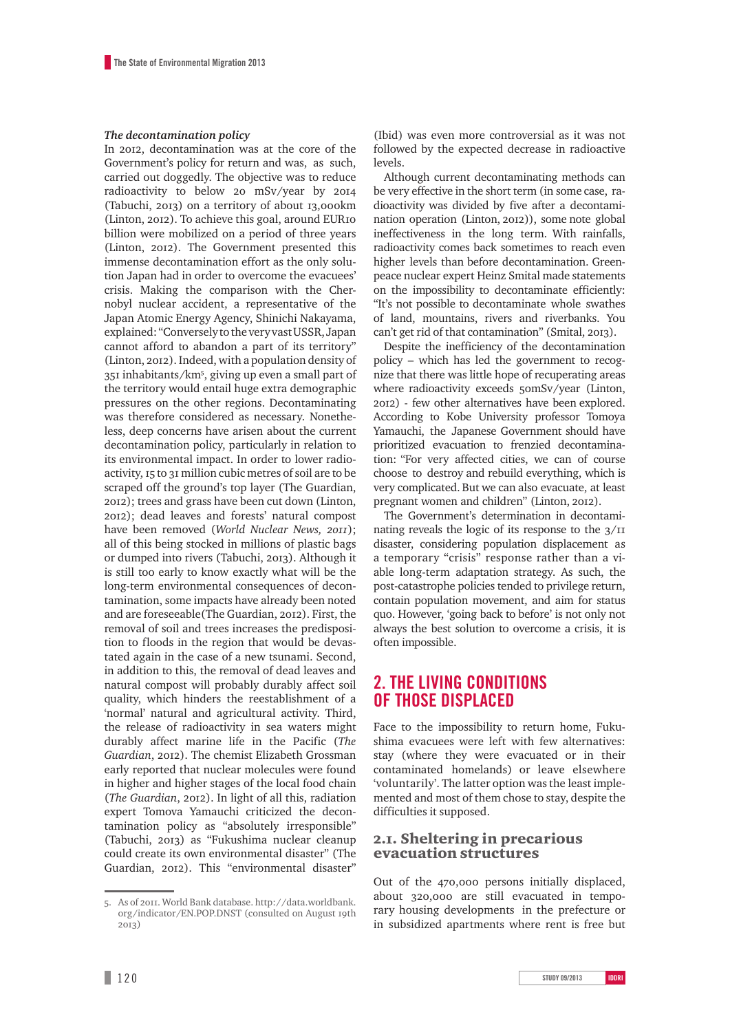### *The decontamination policy*

In 2012, decontamination was at the core of the Government's policy for return and was, as such, carried out doggedly. The objective was to reduce radioactivity to below 20 mSv/year by 2014 (Tabuchi, 2013) on a territory of about 13,000km (Linton, 2012). To achieve this goal, around EUR10 billion were mobilized on a period of three years (Linton, 2012). The Government presented this immense decontamination effort as the only solution Japan had in order to overcome the evacuees' crisis. Making the comparison with the Chernobyl nuclear accident, a representative of the Japan Atomic Energy Agency, Shinichi Nakayama, explained: "Conversely to the very vast USSR, Japan cannot afford to abandon a part of its territory" (Linton, 2012). Indeed, with a population density of 351 inhabitants/km[5], giving up even a small part of the territory would entail huge extra demographic pressures on the other regions. Decontaminating was therefore considered as necessary. Nonetheless, deep concerns have arisen about the current decontamination policy, particularly in relation to its environmental impact. In order to lower radioactivity, 15 to 31 million cubic metres of soil are to be scraped off the ground's top layer (The Guardian, 2012); trees and grass have been cut down (Linton, 2012); dead leaves and forests' natural compost have been removed (*World Nuclear News, 2011*); all of this being stocked in millions of plastic bags or dumped into rivers (Tabuchi, 2013). Although it is still too early to know exactly what will be the long-term environmental consequences of decontamination, some impacts have already been noted and are foreseeable(The Guardian, 2012). First, the removal of soil and trees increases the predisposition to floods in the region that would be devastated again in the case of a new tsunami. Second, in addition to this, the removal of dead leaves and natural compost will probably durably affect soil quality, which hinders the reestablishment of a 'normal' natural and agricultural activity. Third, the release of radioactivity in sea waters might durably affect marine life in the Pacific (*The Guardian*, 2012). The chemist Elizabeth Grossman early reported that nuclear molecules were found in higher and higher stages of the local food chain (*The Guardian*, 2012). In light of all this, radiation expert Tomova Yamauchi criticized the decontamination policy as "absolutely irresponsible" (Tabuchi, 2013) as "Fukushima nuclear cleanup could create its own environmental disaster" (The Guardian, 2012). This "environmental disaster" (Ibid) was even more controversial as it was not followed by the expected decrease in radioactive levels.

Although current decontaminating methods can be very effective in the short term (in some case, radioactivity was divided by five after a decontamination operation (Linton, 2012)), some note global ineffectiveness in the long term. With rainfalls, radioactivity comes back sometimes to reach even higher levels than before decontamination. Greenpeace nuclear expert Heinz Smital made statements on the impossibility to decontaminate efficiently: "It's not possible to decontaminate whole swathes of land, mountains, rivers and riverbanks. You can't get rid of that contamination" (Smital, 2013).

Despite the inefficiency of the decontamination policy – which has led the government to recognize that there was little hope of recuperating areas where radioactivity exceeds 50mSv/year (Linton, 2012) - few other alternatives have been explored. According to Kobe University professor Tomoya Yamauchi, the Japanese Government should have prioritized evacuation to frenzied decontamination: "For very affected cities, we can of course choose to destroy and rebuild everything, which is very complicated. But we can also evacuate, at least pregnant women and children" (Linton, 2012).

The Government's determination in decontaminating reveals the logic of its response to the 3/11 disaster, considering population displacement as a temporary "crisis" response rather than a viable long-term adaptation strategy. As such, the post-catastrophe policies tended to privilege return, contain population movement, and aim for status quo. However, 'going back to before' is not only not always the best solution to overcome a crisis, it is often impossible.

## 2. THE LIVING CONDITIONS OF THOSE DISPLACED

Face to the impossibility to return home, Fukushima evacuees were left with few alternatives: stay (where they were evacuated or in their contaminated homelands) or leave elsewhere 'voluntarily'. The latter option was the least implemented and most of them chose to stay, despite the difficulties it supposed.

### 2.1. Sheltering in precarious evacuation structures

Out of the 470,000 persons initially displaced, about 320,000 are still evacuated in temporary housing developments in the prefecture or in subsidized apartments where rent is free but

5. As of 2011. World Bank database. http://data.worldbank.org/indicator/EN.POP.DNST (consulted on August 19th 2013)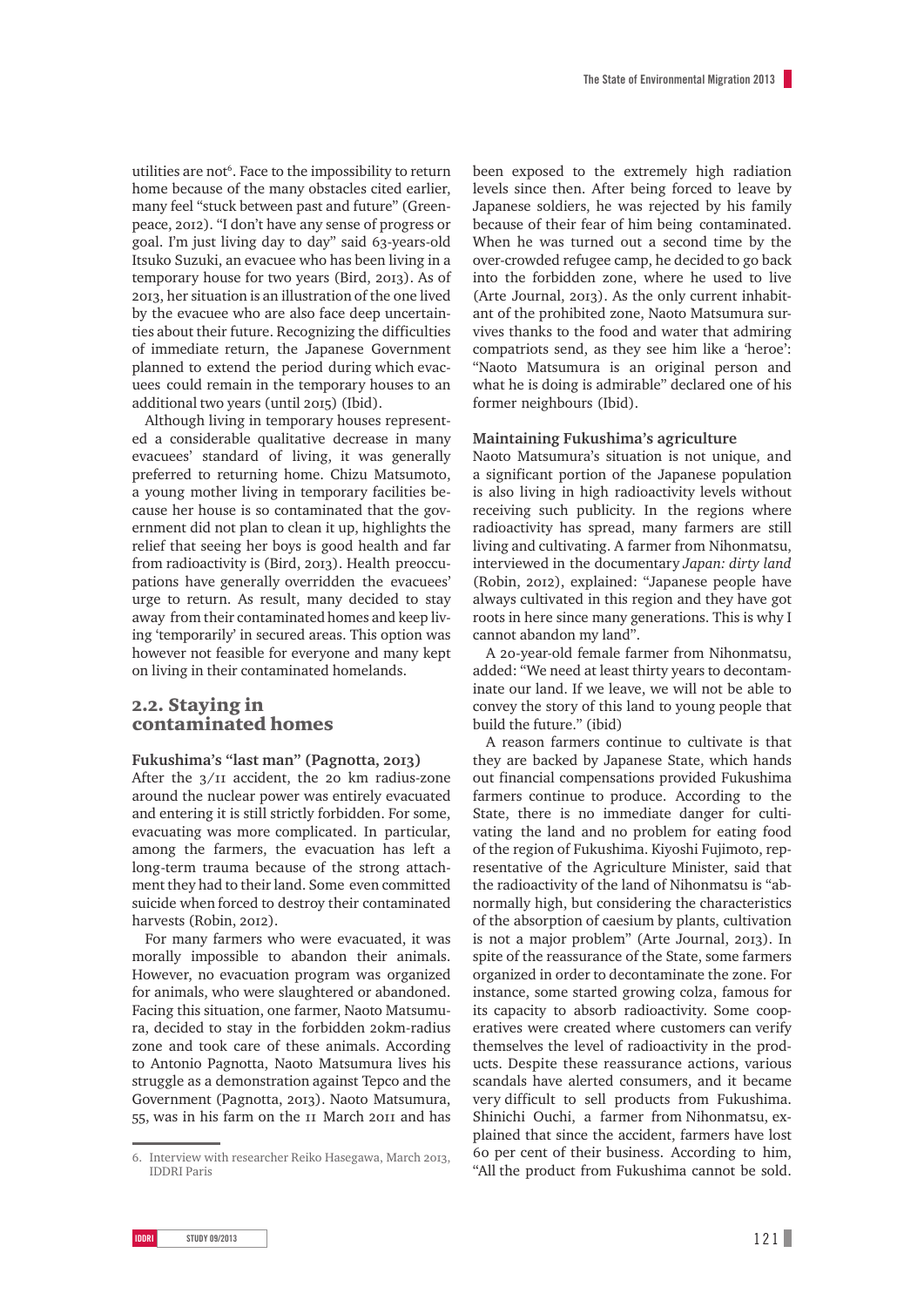utilities are not[6]. Face to the impossibility to return home because of the many obstacles cited earlier, many feel "stuck between past and future" (Greenpeace, 2012). "I don't have any sense of progress or goal. I'm just living day to day" said 63-years-old Itsuko Suzuki, an evacuee who has been living in a temporary house for two years (Bird, 2013). As of 2013, her situation is an illustration of the one lived by the evacuee who are also face deep uncertainties about their future. Recognizing the difficulties of immediate return, the Japanese Government planned to extend the period during which evacuees could remain in the temporary houses to an additional two years (until 2015) (Ibid).

Although living in temporary houses represented a considerable qualitative decrease in many evacuees' standard of living, it was generally preferred to returning home. Chizu Matsumoto, a young mother living in temporary facilities because her house is so contaminated that the government did not plan to clean it up, highlights the relief that seeing her boys is good health and far from radioactivity is (Bird, 2013). Health preoccupations have generally overridden the evacuees' urge to return. As result, many decided to stay away from their contaminated homes and keep living 'temporarily' in secured areas. This option was however not feasible for everyone and many kept on living in their contaminated homelands.

## 2.2. Staying in contaminated homes

### Fukushima's "last man" (Pagnotta, 2013)

After the 3/11 accident, the 20 km radius-zone around the nuclear power was entirely evacuated and entering it is still strictly forbidden. For some, evacuating was more complicated. In particular, among the farmers, the evacuation has left a long-term trauma because of the strong attachment they had to their land. Some even committed suicide when forced to destroy their contaminated harvests (Robin, 2012).

For many farmers who were evacuated, it was morally impossible to abandon their animals. However, no evacuation program was organized for animals, who were slaughtered or abandoned. Facing this situation, one farmer, Naoto Matsumura, decided to stay in the forbidden 20km-radius zone and took care of these animals. According to Antonio Pagnotta, Naoto Matsumura lives his struggle as a demonstration against Tepco and the Government (Pagnotta, 2013). Naoto Matsumura, 55, was in his farm on the 11 March 2011 and has been exposed to the extremely high radiation levels since then. After being forced to leave by Japanese soldiers, he was rejected by his family because of their fear of him being contaminated. When he was turned out a second time by the over-crowded refugee camp, he decided to go back into the forbidden zone, where he used to live (Arte Journal, 2013). As the only current inhabitant of the prohibited zone, Naoto Matsumura survives thanks to the food and water that admiring compatriots send, as they see him like a 'heroe': "Naoto Matsumura is an original person and what he is doing is admirable" declared one of his former neighbours (Ibid).

### Maintaining Fukushima's agriculture

Naoto Matsumura's situation is not unique, and a significant portion of the Japanese population is also living in high radioactivity levels without receiving such publicity. In the regions where radioactivity has spread, many farmers are still living and cultivating. A farmer from Nihonmatsu, interviewed in the documentary *Japan: dirty land* (Robin, 2012), explained: "Japanese people have always cultivated in this region and they have got roots in here since many generations. This is why I cannot abandon my land".

A 20-year-old female farmer from Nihonmatsu, added: "We need at least thirty years to decontaminate our land. If we leave, we will not be able to convey the story of this land to young people that build the future." (ibid)

A reason farmers continue to cultivate is that they are backed by Japanese State, which hands out financial compensations provided Fukushima farmers continue to produce. According to the State, there is no immediate danger for cultivating the land and no problem for eating food of the region of Fukushima. Kiyoshi Fujimoto, representative of the Agriculture Minister, said that the radioactivity of the land of Nihonmatsu is "abnormally high, but considering the characteristics of the absorption of caesium by plants, cultivation is not a major problem" (Arte Journal, 2013). In spite of the reassurance of the State, some farmers organized in order to decontaminate the zone. For instance, some started growing colza, famous for its capacity to absorb radioactivity. Some cooperatives were created where customers can verify themselves the level of radioactivity in the products. Despite these reassurance actions, various scandals have alerted consumers, and it became very difficult to sell products from Fukushima. Shinichi Ouchi, a farmer from Nihonmatsu, explained that since the accident, farmers have lost 60 per cent of their business. According to him, "All the product from Fukushima cannot be sold.

6. Interview with researcher Reiko Hasegawa, March 2013, IDDRI Paris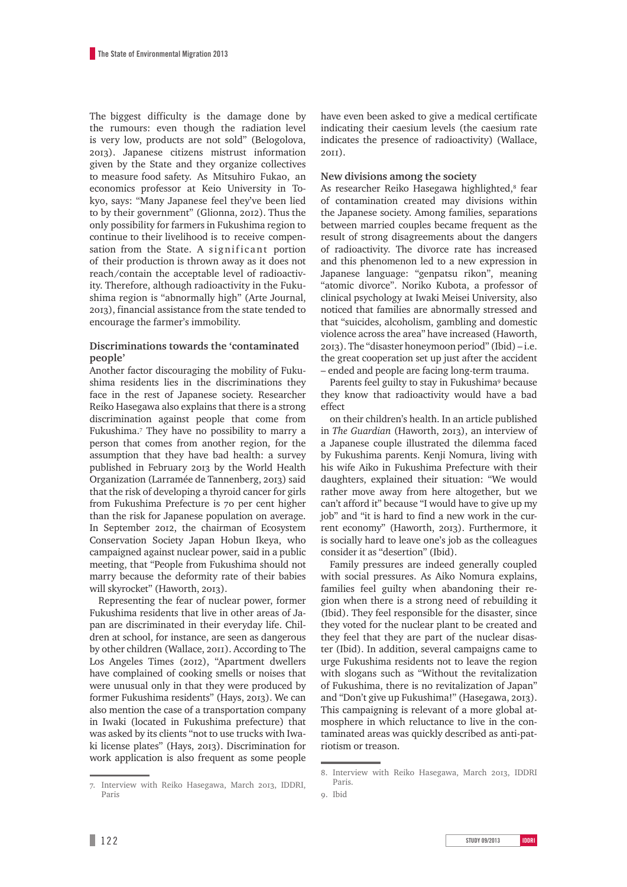The biggest difficulty is the damage done by the rumours: even though the radiation level is very low, products are not sold" (Belogolova, 2013). Japanese citizens mistrust information given by the State and they organize collectives to measure food safety. As Mitsuhiro Fukao, an economics professor at Keio University in Tokyo, says: "Many Japanese feel they've been lied to by their government" (Glionna, 2012). Thus the only possibility for farmers in Fukushima region to continue to their livelihood is to receive compensation from the State. A significant portion of their production is thrown away as it does not reach/contain the acceptable level of radioactivity. Therefore, although radioactivity in the Fukushima region is "abnormally high" (Arte Journal, 2013), financial assistance from the state tended to encourage the farmer's immobility.

### Discriminations towards the 'contaminated people'

Another factor discouraging the mobility of Fukushima residents lies in the discriminations they face in the rest of Japanese society. Researcher Reiko Hasegawa also explains that there is a strong discrimination against people that come from Fukushima.[7] They have no possibility to marry a person that comes from another region, for the assumption that they have bad health: a survey published in February 2013 by the World Health Organization (Larramée de Tannenberg, 2013) said that the risk of developing a thyroid cancer for girls from Fukushima Prefecture is 70 per cent higher than the risk for Japanese population on average. In September 2012, the chairman of Ecosystem Conservation Society Japan Hobun Ikeya, who campaigned against nuclear power, said in a public meeting, that "People from Fukushima should not marry because the deformity rate of their babies will skyrocket" (Haworth, 2013).

Representing the fear of nuclear power, former Fukushima residents that live in other areas of Japan are discriminated in their everyday life. Children at school, for instance, are seen as dangerous by other children (Wallace, 2011). According to The Los Angeles Times (2012), "Apartment dwellers have complained of cooking smells or noises that were unusual only in that they were produced by former Fukushima residents" (Hays, 2013). We can also mention the case of a transportation company in Iwaki (located in Fukushima prefecture) that was asked by its clients "not to use trucks with Iwaki license plates" (Hays, 2013). Discrimination for work application is also frequent as some people have even been asked to give a medical certificate indicating their caesium levels (the caesium rate indicates the presence of radioactivity) (Wallace, 2011).

### New divisions among the society

As researcher Reiko Hasegawa highlighted,[8] fear of contamination created may divisions within the Japanese society. Among families, separations between married couples became frequent as the result of strong disagreements about the dangers of radioactivity. The divorce rate has increased and this phenomenon led to a new expression in Japanese language: "genpatsu rikon", meaning "atomic divorce". Noriko Kubota, a professor of clinical psychology at Iwaki Meisei University, also noticed that families are abnormally stressed and that "suicides, alcoholism, gambling and domestic violence across the area" have increased (Haworth, 2013). The "disaster honeymoon period" (Ibid) – i.e. the great cooperation set up just after the accident – ended and people are facing long-term trauma.

Parents feel guilty to stay in Fukushima[9] because they know that radioactivity would have a bad effect

on their children's health. In an article published in *The Guardian* (Haworth, 2013), an interview of a Japanese couple illustrated the dilemma faced by Fukushima parents. Kenji Nomura, living with his wife Aiko in Fukushima Prefecture with their daughters, explained their situation: "We would rather move away from here altogether, but we can't afford it" because "I would have to give up my job" and "it is hard to find a new work in the current economy" (Haworth, 2013). Furthermore, it is socially hard to leave one's job as the colleagues consider it as "desertion" (Ibid).

Family pressures are indeed generally coupled with social pressures. As Aiko Nomura explains, families feel guilty when abandoning their region when there is a strong need of rebuilding it (Ibid). They feel responsible for the disaster, since they voted for the nuclear plant to be created and they feel that they are part of the nuclear disaster (Ibid). In addition, several campaigns came to urge Fukushima residents not to leave the region with slogans such as "Without the revitalization of Fukushima, there is no revitalization of Japan" and "Don't give up Fukushima!" (Hasegawa, 2013). This campaigning is relevant of a more global atmosphere in which reluctance to live in the contaminated areas was quickly described as anti-patriotism or treason.

7. Interview with Reiko Hasegawa, March 2013, IDDRI, Paris

8. Interview with Reiko Hasegawa, March 2013, IDDRI Paris.

9. Ibid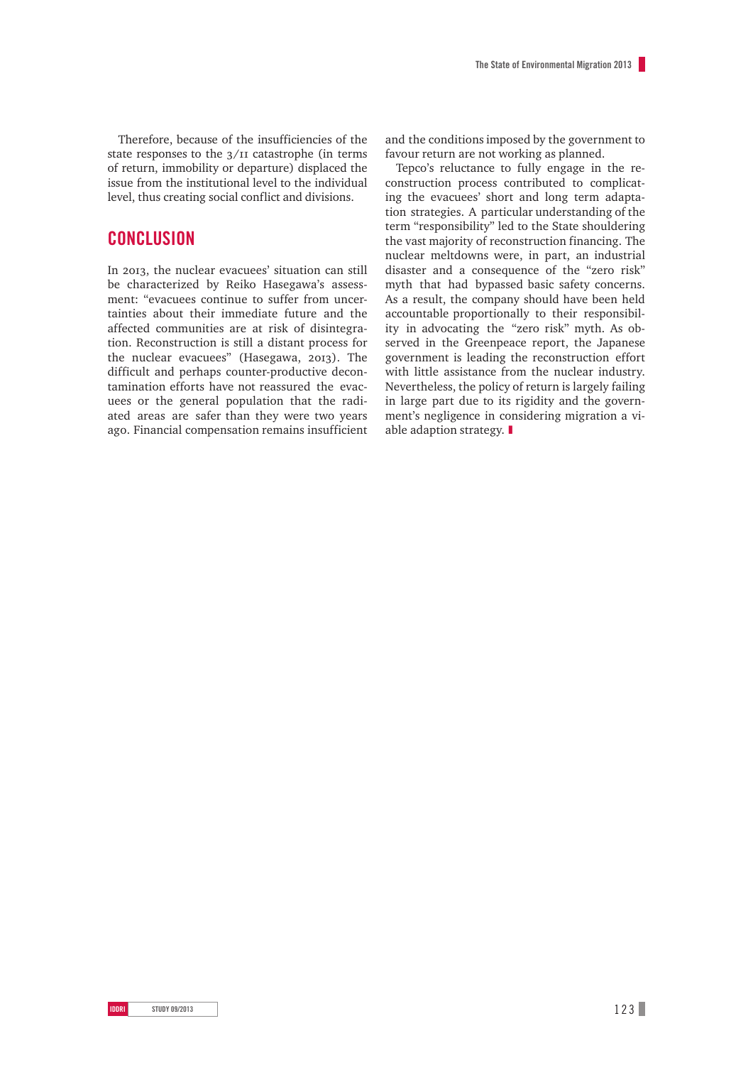Therefore, because of the insufficiencies of the state responses to the 3/11 catastrophe (in terms of return, immobility or departure) displaced the issue from the institutional level to the individual level, thus creating social conflict and divisions.

## CONCLUSION

In 2013, the nuclear evacuees' situation can still be characterized by Reiko Hasegawa's assessment: "evacuees continue to suffer from uncertainties about their immediate future and the affected communities are at risk of disintegration. Reconstruction is still a distant process for the nuclear evacuees" (Hasegawa, 2013). The difficult and perhaps counter-productive decontamination efforts have not reassured the evacuees or the general population that the radiated areas are safer than they were two years ago. Financial compensation remains insufficient and the conditions imposed by the government to favour return are not working as planned.

Tepco's reluctance to fully engage in the reconstruction process contributed to complicating the evacuees' short and long term adaptation strategies. A particular understanding of the term "responsibility" led to the State shouldering the vast majority of reconstruction financing. The nuclear meltdowns were, in part, an industrial disaster and a consequence of the "zero risk" myth that had bypassed basic safety concerns. As a result, the company should have been held accountable proportionally to their responsibility in advocating the "zero risk" myth. As observed in the Greenpeace report, the Japanese government is leading the reconstruction effort with little assistance from the nuclear industry. Nevertheless, the policy of return is largely failing in large part due to its rigidity and the government's negligence in considering migration a viable adaption strategy.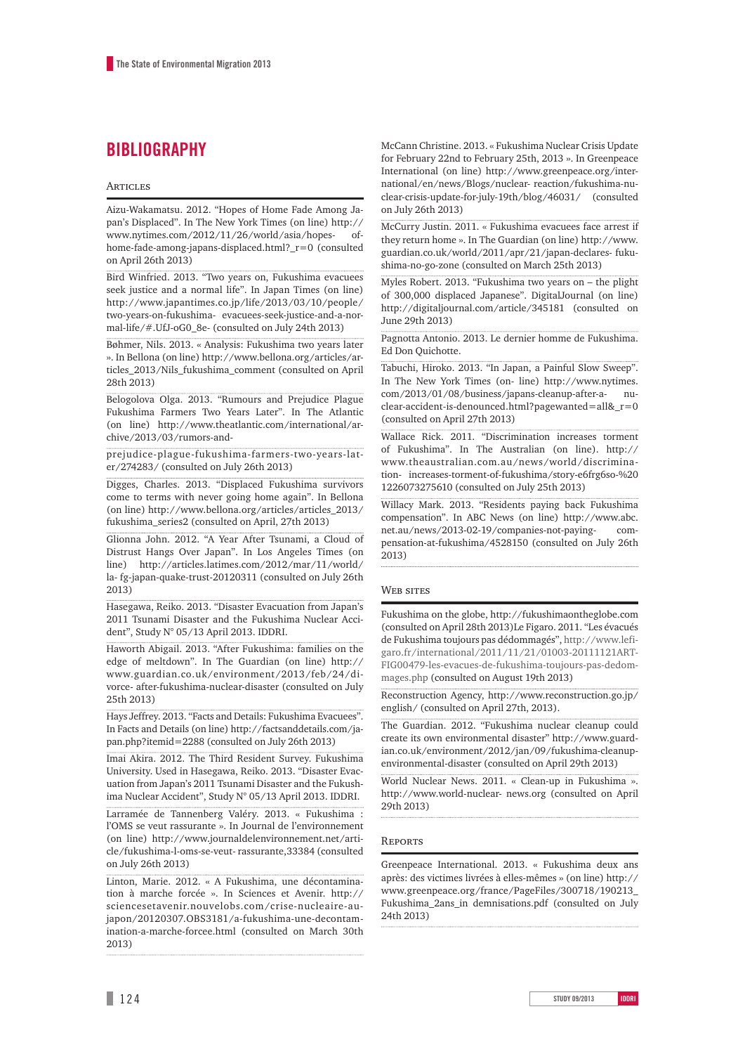# BIBLIOGRAPHY

## Articles

Aizu-Wakamatsu. 2012. "Hopes of Home Fade Among Japan's Displaced". In The New York Times (on line) http://www.nytimes.com/2012/11/26/world/asia/hopes- of-home-fade-among-japans-displaced.html?_r=0 (consulted on April 26th 2013)

Bird Winfried. 2013. "Two years on, Fukushima evacuees seek justice and a normal life". In Japan Times (on line) http://www.japantimes.co.jp/life/2013/03/10/people/two-years-on-fukushima- evacuees-seek-justice-and-a-normal-life/#.UfJ-oG0_8e- (consulted on July 24th 2013)

Bøhmer, Nils. 2013. « Analysis: Fukushima two years later ». In Bellona (on line) http://www.bellona.org/articles/articles_2013/Nils_fukushima_comment (consulted on April 28th 2013)

Belogolova Olga. 2013. "Rumours and Prejudice Plague Fukushima Farmers Two Years Later". In The Atlantic (on line) http://www.theatlantic.com/international/archive/2013/03/rumors-and-

prejudice-plague-fukushima-farmers-two-years-later/274283/ (consulted on July 26th 2013)

Digges, Charles. 2013. "Displaced Fukushima survivors come to terms with never going home again". In Bellona (on line) http://www.bellona.org/articles/articles_2013/fukushima_series2 (consulted on April, 27th 2013)

Glionna John. 2012. "A Year After Tsunami, a Cloud of Distrust Hangs Over Japan". In Los Angeles Times (on line) http://articles.latimes.com/2012/mar/11/world/la- fg-japan-quake-trust-20120311 (consulted on July 26th 2013)

Hasegawa, Reiko. 2013. "Disaster Evacuation from Japan's 2011 Tsunami Disaster and the Fukushima Nuclear Accident", Study N° 05/13 April 2013. IDDRI.

Haworth Abigail. 2013. "After Fukushima: families on the edge of meltdown". In The Guardian (on line) http://www.guardian.co.uk/environment/2013/feb/24/divorce- after-fukushima-nuclear-disaster (consulted on July 25th 2013)

Hays Jeffrey. 2013. "Facts and Details: Fukushima Evacuees". In Facts and Details (on line) http://factsanddetails.com/japan.php?itemid=2288 (consulted on July 26th 2013)

Imai Akira. 2012. The Third Resident Survey. Fukushima University. Used in Hasegawa, Reiko. 2013. "Disaster Evacuation from Japan's 2011 Tsunami Disaster and the Fukushima Nuclear Accident", Study N° 05/13 April 2013. IDDRI.

Larramée de Tannenberg Valéry. 2013. « Fukushima : l'OMS se veut rassurante ». In Journal de l'environnement (on line) http://www.journaldelenvironnement.net/article/fukushima-l-oms-se-veut- rassurante,33384 (consulted on July 26th 2013)

Linton, Marie. 2012. « A Fukushima, une décontamination à marche forcée ». In Sciences et Avenir. http://sciencesetavenir.nouvelobs.com/crise-nucleaire-au-japon/20120307.OBS3181/a-fukushima-une-decontamination-a-marche-forcee.html (consulted on March 30th 2013)

McCann Christine. 2013. « Fukushima Nuclear Crisis Update for February 22nd to February 25th, 2013 ». In Greenpeace International (on line) http://www.greenpeace.org/international/en/news/Blogs/nuclear- reaction/fukushima-nuclear-crisis-update-for-july-19th/blog/46031/ (consulted on July 26th 2013)

McCurry Justin. 2011. « Fukushima evacuees face arrest if they return home ». In The Guardian (on line) http://www.guardian.co.uk/world/2011/apr/21/japan-declares- fukushima-no-go-zone (consulted on March 25th 2013)

Myles Robert. 2013. "Fukushima two years on – the plight of 300,000 displaced Japanese". DigitalJournal (on line) http://digitaljournal.com/article/345181 (consulted on June 29th 2013)

Pagnotta Antonio. 2013. Le dernier homme de Fukushima. Ed Don Quichotte.

Tabuchi, Hiroko. 2013. "In Japan, a Painful Slow Sweep". In The New York Times (on- line) http://www.nytimes.com/2013/01/08/business/japans-cleanup-after-a- nuclear-accident-is-denounced.html?pagewanted=all&_r=0 (consulted on April 27th 2013)

Wallace Rick. 2011. "Discrimination increases torment of Fukushima". In The Australian (on line). http://www.theaustralian.com.au/news/world/discrimination- increases-torment-of-fukushima/story-e6frg6so-%201226073275610 (consulted on July 25th 2013)

Willacy Mark. 2013. "Residents paying back Fukushima compensation". In ABC News (on line) http://www.abc.net.au/news/2013-02-19/companies-not-paying- compensation-at-fukushima/4528150 (consulted on July 26th 2013)

## Web sites

Fukushima on the globe, http://fukushimaontheglobe.com (consulted on April 28th 2013)Le Figaro. 2011. "Les évacués de Fukushima toujours pas dédommagés", http://www.lefigaro.fr/international/2011/11/21/01003-20111121ARTFIG00479-les-evacues-de-fukushima-toujours-pas-dedommages.php (consulted on August 19th 2013)

Reconstruction Agency, http://www.reconstruction.go.jp/english/ (consulted on April 27th, 2013).

The Guardian. 2012. "Fukushima nuclear cleanup could create its own environmental disaster" http://www.guardian.co.uk/environment/2012/jan/09/fukushima-cleanup-environmental-disaster (consulted on April 29th 2013)

World Nuclear News. 2011. « Clean-up in Fukushima ». http://www.world-nuclear- news.org (consulted on April 29th 2013)

## Reports

Greenpeace International. 2013. « Fukushima deux ans après: des victimes livrées à elles-mêmes » (on line) http://www.greenpeace.org/france/PageFiles/300718/190213_Fukushima_2ans_in demnisations.pdf (consulted on July 24th 2013)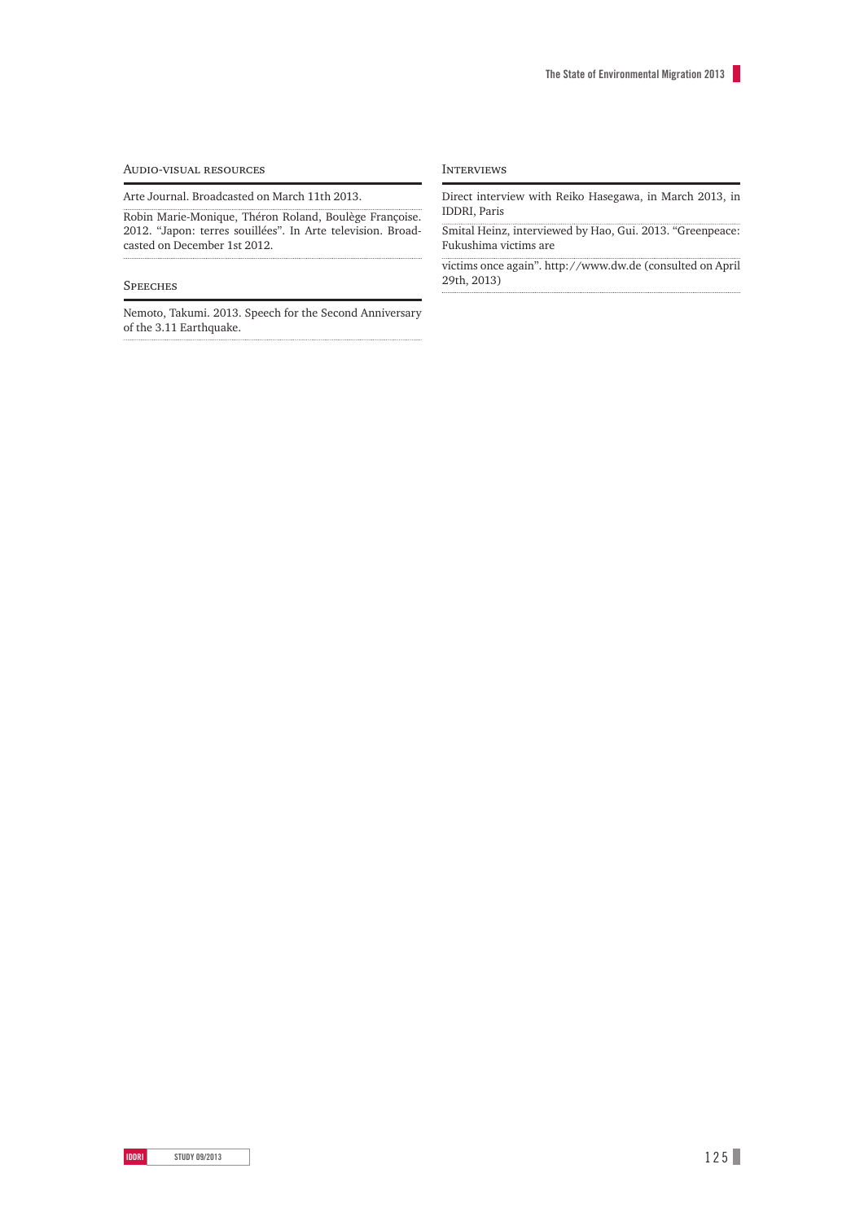#### Audio-visual resources

Arte Journal. Broadcasted on March 11th 2013.

Robin Marie-Monique, Théron Roland, Boulège Françoise. 2012. "Japon: terres souillées". In Arte television. Broadcasted on December 1st 2012.

#### Speeches

Nemoto, Takumi. 2013. Speech for the Second Anniversary of the 3.11 Earthquake.

#### Interviews

Direct interview with Reiko Hasegawa, in March 2013, in IDDRI, Paris

Smital Heinz, interviewed by Hao, Gui. 2013. "Greenpeace: Fukushima victims are

victims once again". http://www.dw.de (consulted on April 29th, 2013)